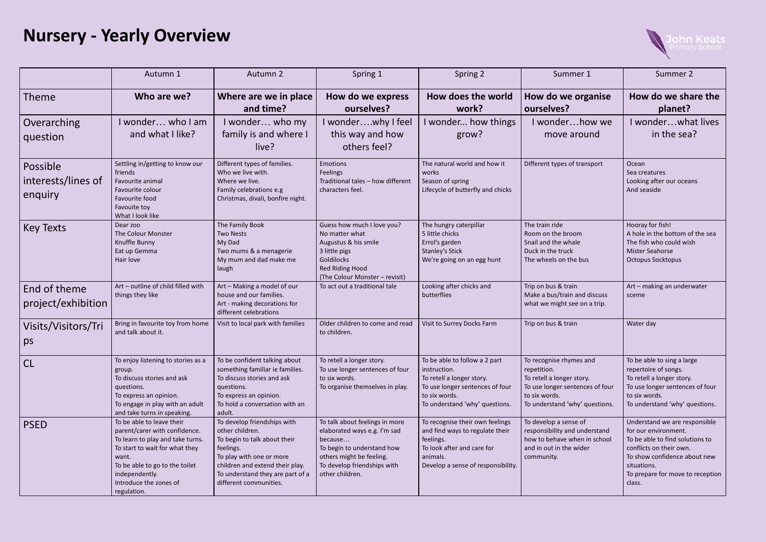# Nursery - Yearly Overview

John Keats Primary School

| | Autumn 1 | Autumn 2 | Spring 1 | Spring 2 | Summer 1 | Summer 2 |
|---|---|---|---|---|---|---|
| Theme | **Who are we?** | **Where are we in place and time?** | **How do we express ourselves?** | **How does the world work?** | **How do we organise ourselves?** | **How do we share the planet?** |
| Overarching question | I wonder… who I am and what I like? | I wonder… who my family is and where I live? | I wonder….why I feel this way and how others feel? | I wonder... how things grow? | I wonder…how we move around | I wonder…what lives in the sea? |
| Possible interests/lines of enquiry | Settling in/getting to know our friends<br>Favourite animal<br>Favourite colour<br>Favourite food<br>Favouite toy<br>What I look like | Different types of families.<br>Who we live with.<br>Where we live.<br>Family celebrations e.g Christmas, divali, bonfire night. | Emotions<br>Feelings<br>Traditional tales – how different characters feel. | The natural world and how it works<br>Season of spring<br>Lifecycle of butterfly and chicks | Different types of transport | Ocean<br>Sea creatures<br>Looking after our oceans<br>And seaside |
| Key Texts | Dear zoo<br>The Colour Monster<br>Knuffle Bunny<br>Eat up Gemma<br>Hair love | The Family Book<br>Two Nests<br>My Dad<br>Two mums & a menagerie<br>My mum and dad make me laugh | Guess how much I love you?<br>No matter what<br>Augustus & his smile<br>3 little pigs<br>Goldilocks<br>Red Riding Hood<br>(The Colour Monster – revisit) | The hungry caterpillar<br>5 little chicks<br>Errol's garden<br>Stanley's Stick<br>We're going on an egg hunt | The train ride<br>Room on the broom<br>Snail and the whale<br>Duck in the truck<br>The wheels on the bus | Hooray for fish!<br>A hole in the bottom of the sea<br>The fish who could wish<br>Mister Seahorse<br>Octopus Socktopus |
| End of theme project/exhibition | Art – outline of child filled with things they like | Art – Making a model of our house and our families.<br>Art - making decorations for different celebrations | To act out a traditional tale | Looking after chicks and butterflies | Trip on bus & train<br>Make a bus/train and discuss what we might see on a trip. | Art – making an underwater sceme |
| Visits/Visitors/Trips | Bring in favourite toy from home and talk about it. | Visit to local park with families | Older children to come and read to children. | Visit to Surrey Docks Farm | Trip on bus & train | Water day |
| CL | To enjoy listening to stories as a group.<br>To discuss stories and ask questions.<br>To express an opinion.<br>To engage in play with an adult and take turns in speaking. | To be confident talking about something familiar ie families.<br>To discuss stories and ask questions.<br>To express an opinion.<br>To hold a conversation with an adult. | To retell a longer story.<br>To use longer sentences of four to six words.<br>To organise themselves in play. | To be able to follow a 2 part instruction.<br>To retell a longer story.<br>To use longer sentences of four to six words.<br>To understand 'why' questions. | To recognise rhymes and repetition.<br>To retell a longer story.<br>To use longer sentences of four to six words.<br>To understand 'why' questions. | To be able to sing a large repertoire of songs.<br>To retell a longer story.<br>To use longer sentences of four to six words.<br>To understand 'why' questions. |
| PSED | To be able to leave their parent/carer with confidence.<br>To learn to play and take turns.<br>To start to wait for what they want.<br>To be able to go to the toilet independently.<br>Introduce the zones of regulation. | To develop friendships with other children.<br>To begin to talk about their feelings.<br>To play with one or more children and extend their play.<br>To understand they are part of a different communities. | To talk about feelings in more elaborated ways e.g. I'm sad because…<br>To begin to understand how others might be feeling.<br>To develop friendships with other children. | To recognise their own feelings and find ways to regulate their feelings.<br>To look after and care for animals.<br>Develop a sense of responsibility. | To develop a sense of responsibility and understand how to behave when in school and in out in the wider community. | Understand we are responsible for our environment.<br>To be able to find solutions to conflicts on their own.<br>To show confidence about new situations.<br>To prepare for move to reception class. |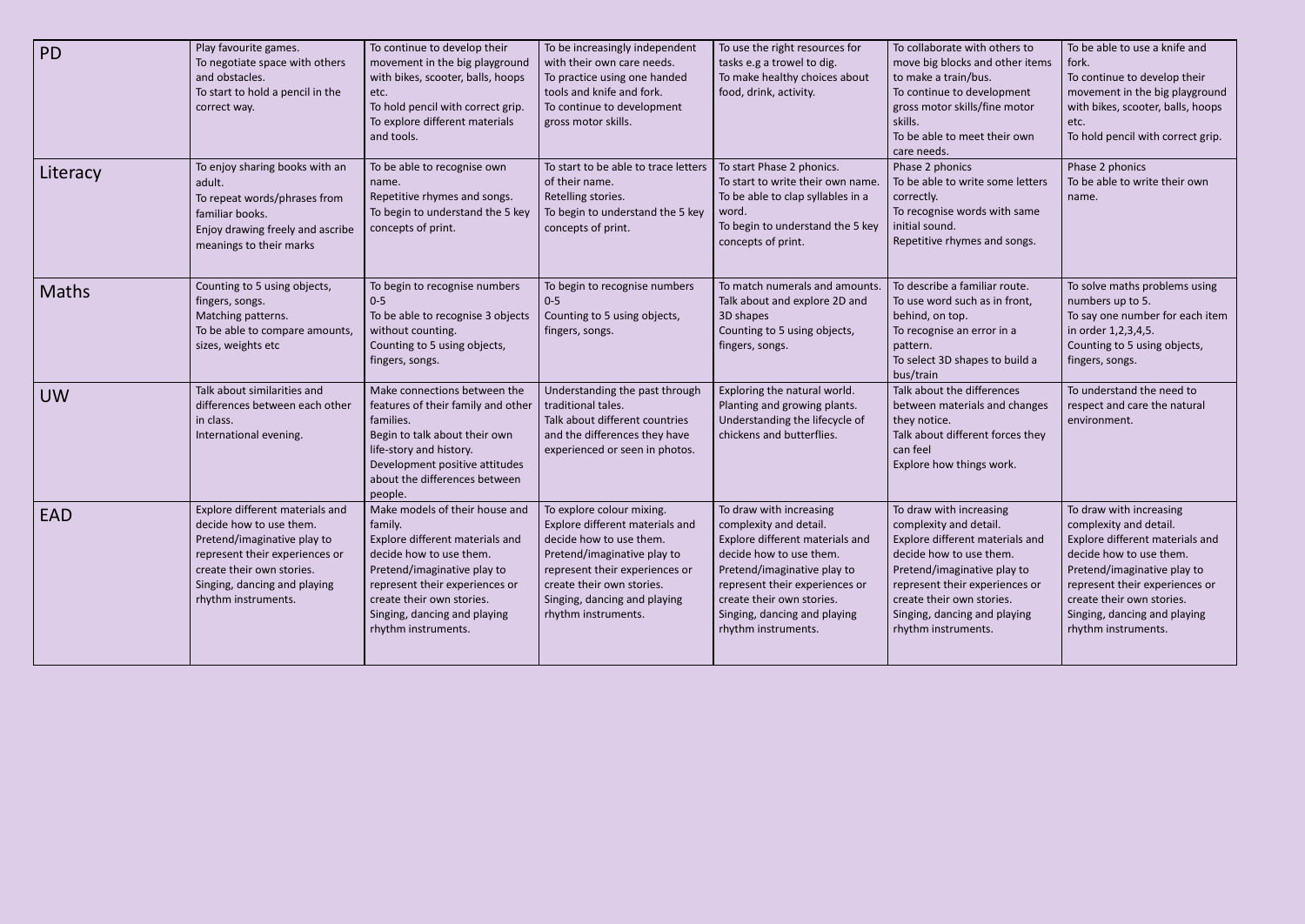| | | | | | | |
|---|---|---|---|---|---|---|
| PD | Play favourite games.<br>To negotiate space with others and obstacles.<br>To start to hold a pencil in the correct way. | To continue to develop their movement in the big playground with bikes, scooter, balls, hoops etc.<br>To hold pencil with correct grip.<br>To explore different materials and tools. | To be increasingly independent with their own care needs.<br>To practice using one handed tools and knife and fork.<br>To continue to development gross motor skills. | To use the right resources for tasks e.g a trowel to dig.<br>To make healthy choices about food, drink, activity. | To collaborate with others to move big blocks and other items to make a train/bus.<br>To continue to development gross motor skills/fine motor skills.<br>To be able to meet their own care needs. | To be able to use a knife and fork.<br>To continue to develop their movement in the big playground with bikes, scooter, balls, hoops etc.<br>To hold pencil with correct grip. |
| Literacy | To enjoy sharing books with an adult.<br>To repeat words/phrases from familiar books.<br>Enjoy drawing freely and ascribe meanings to their marks | To be able to recognise own name.<br>Repetitive rhymes and songs.<br>To begin to understand the 5 key concepts of print. | To start to be able to trace letters of their name.<br>Retelling stories.<br>To begin to understand the 5 key concepts of print. | To start Phase 2 phonics.<br>To start to write their own name.<br>To be able to clap syllables in a word.<br>To begin to understand the 5 key concepts of print. | Phase 2 phonics<br>To be able to write some letters correctly.<br>To recognise words with same initial sound.<br>Repetitive rhymes and songs. | Phase 2 phonics<br>To be able to write their own name. |
| Maths | Counting to 5 using objects, fingers, songs.<br>Matching patterns.<br>To be able to compare amounts, sizes, weights etc | To begin to recognise numbers 0-5<br>To be able to recognise 3 objects without counting.<br>Counting to 5 using objects, fingers, songs. | To begin to recognise numbers 0-5<br>Counting to 5 using objects, fingers, songs. | To match numerals and amounts.<br>Talk about and explore 2D and 3D shapes<br>Counting to 5 using objects, fingers, songs. | To describe a familiar route.<br>To use word such as in front, behind, on top.<br>To recognise an error in a pattern.<br>To select 3D shapes to build a bus/train | To solve maths problems using numbers up to 5.<br>To say one number for each item in order 1,2,3,4,5.<br>Counting to 5 using objects, fingers, songs. |
| UW | Talk about similarities and differences between each other in class.<br>International evening. | Make connections between the features of their family and other families.<br>Begin to talk about their own life-story and history.<br>Development positive attitudes about the differences between people. | Understanding the past through traditional tales.<br>Talk about different countries and the differences they have experienced or seen in photos. | Exploring the natural world.<br>Planting and growing plants.<br>Understanding the lifecycle of chickens and butterflies. | Talk about the differences between materials and changes they notice.<br>Talk about different forces they can feel<br>Explore how things work. | To understand the need to respect and care the natural environment. |
| EAD | Explore different materials and decide how to use them.<br>Pretend/imaginative play to represent their experiences or create their own stories.<br>Singing, dancing and playing rhythm instruments. | Make models of their house and family.<br>Explore different materials and decide how to use them.<br>Pretend/imaginative play to represent their experiences or create their own stories.<br>Singing, dancing and playing rhythm instruments. | To explore colour mixing.<br>Explore different materials and decide how to use them.<br>Pretend/imaginative play to represent their experiences or create their own stories.<br>Singing, dancing and playing rhythm instruments. | To draw with increasing complexity and detail.<br>Explore different materials and decide how to use them.<br>Pretend/imaginative play to represent their experiences or create their own stories.<br>Singing, dancing and playing rhythm instruments. | To draw with increasing complexity and detail.<br>Explore different materials and decide how to use them.<br>Pretend/imaginative play to represent their experiences or create their own stories.<br>Singing, dancing and playing rhythm instruments. | To draw with increasing complexity and detail.<br>Explore different materials and decide how to use them.<br>Pretend/imaginative play to represent their experiences or create their own stories.<br>Singing, dancing and playing rhythm instruments. |